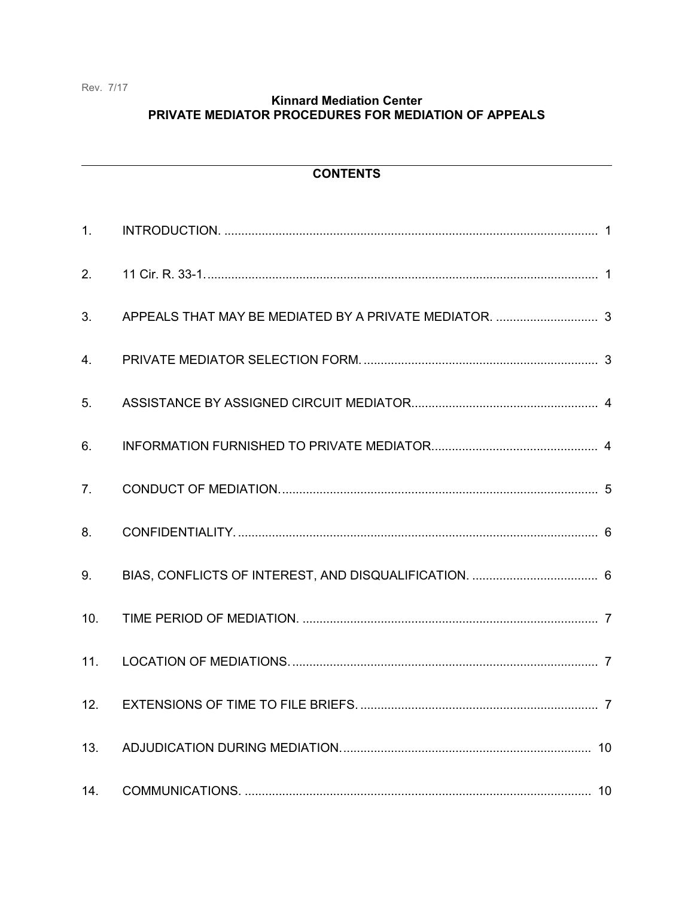Rev. 7/17

# Kinnard Mediation Center
# PRIVATE MEDIATOR PROCEDURES FOR MEDIATION OF APPEALS

## CONTENTS

| | | |
|---|---|---|
| 1. | INTRODUCTION. | 1 |
| 2. | 11 Cir. R. 33-1. | 1 |
| 3. | APPEALS THAT MAY BE MEDIATED BY A PRIVATE MEDIATOR. | 3 |
| 4. | PRIVATE MEDIATOR SELECTION FORM. | 3 |
| 5. | ASSISTANCE BY ASSIGNED CIRCUIT MEDIATOR. | 4 |
| 6. | INFORMATION FURNISHED TO PRIVATE MEDIATOR. | 4 |
| 7. | CONDUCT OF MEDIATION. | 5 |
| 8. | CONFIDENTIALITY. | 6 |
| 9. | BIAS, CONFLICTS OF INTEREST, AND DISQUALIFICATION. | 6 |
| 10. | TIME PERIOD OF MEDIATION. | 7 |
| 11. | LOCATION OF MEDIATIONS. | 7 |
| 12. | EXTENSIONS OF TIME TO FILE BRIEFS. | 7 |
| 13. | ADJUDICATION DURING MEDIATION. | 10 |
| 14. | COMMUNICATIONS. | 10 |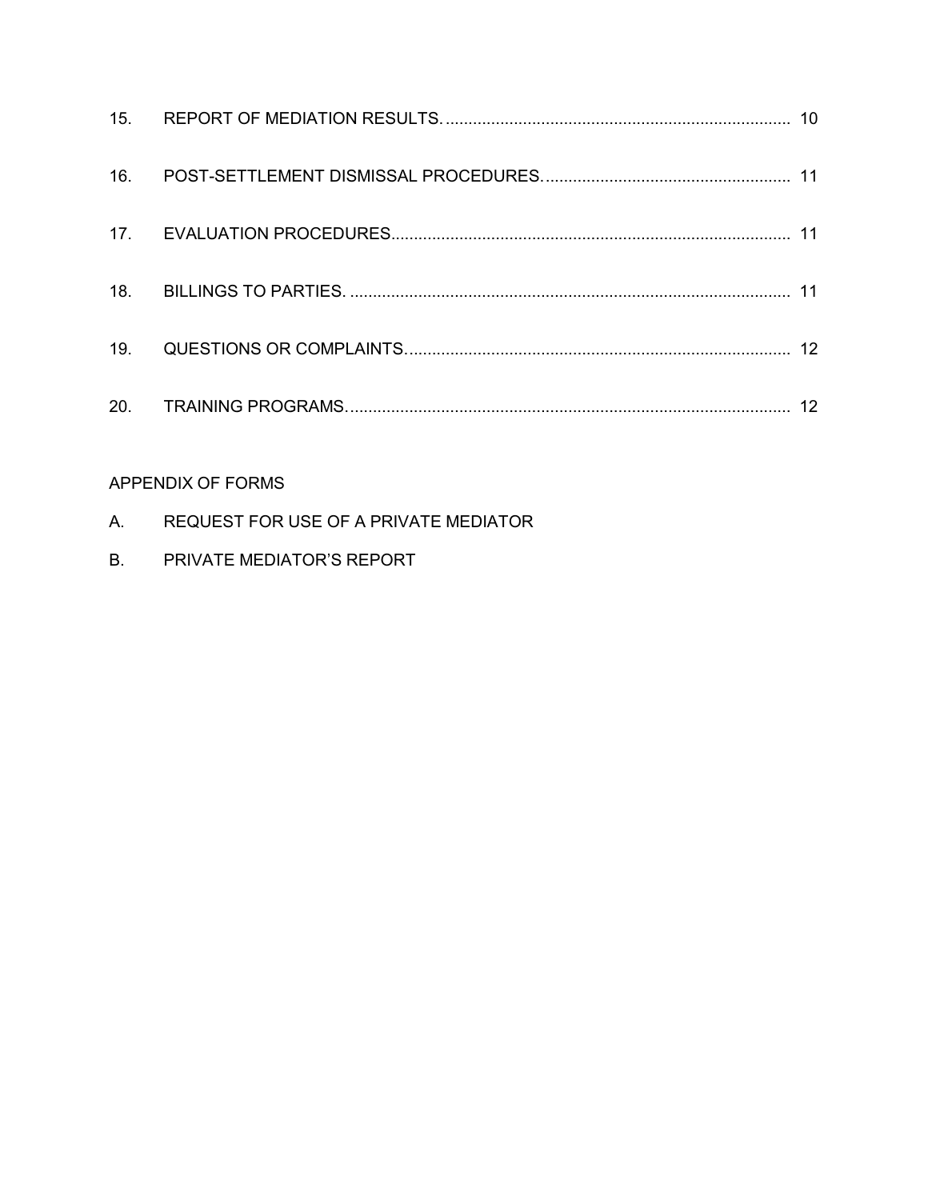| | | |
|---|---|---|
| 15. | REPORT OF MEDIATION RESULTS. | 10 |
| 16. | POST-SETTLEMENT DISMISSAL PROCEDURES. | 11 |
| 17. | EVALUATION PROCEDURES | 11 |
| 18. | BILLINGS TO PARTIES. | 11 |
| 19. | QUESTIONS OR COMPLAINTS. | 12 |
| 20. | TRAINING PROGRAMS. | 12 |

APPENDIX OF FORMS

A. REQUEST FOR USE OF A PRIVATE MEDIATOR

B. PRIVATE MEDIATOR'S REPORT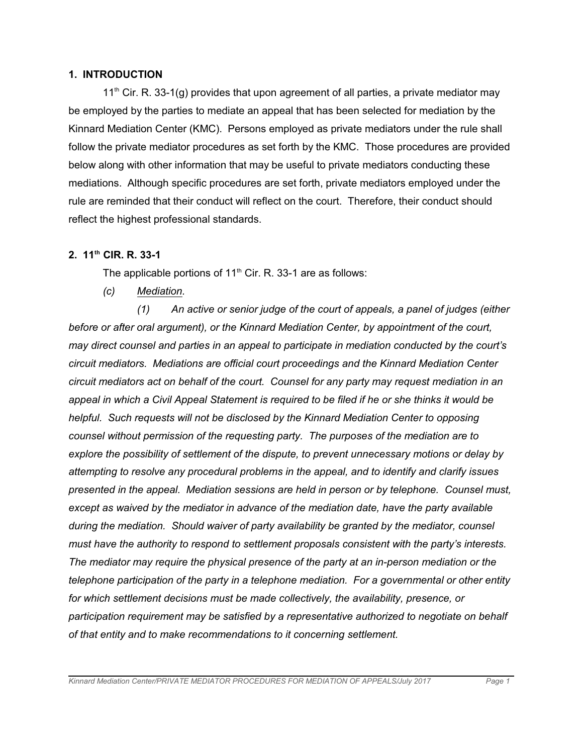## 1. INTRODUCTION

11th Cir. R. 33-1(g) provides that upon agreement of all parties, a private mediator may be employed by the parties to mediate an appeal that has been selected for mediation by the Kinnard Mediation Center (KMC). Persons employed as private mediators under the rule shall follow the private mediator procedures as set forth by the KMC. Those procedures are provided below along with other information that may be useful to private mediators conducting these mediations. Although specific procedures are set forth, private mediators employed under the rule are reminded that their conduct will reflect on the court. Therefore, their conduct should reflect the highest professional standards.

## 2. 11th CIR. R. 33-1

The applicable portions of 11th Cir. R. 33-1 are as follows:

*(c) Mediation.*

*(1) An active or senior judge of the court of appeals, a panel of judges (either before or after oral argument), or the Kinnard Mediation Center, by appointment of the court, may direct counsel and parties in an appeal to participate in mediation conducted by the court's circuit mediators. Mediations are official court proceedings and the Kinnard Mediation Center circuit mediators act on behalf of the court. Counsel for any party may request mediation in an appeal in which a Civil Appeal Statement is required to be filed if he or she thinks it would be helpful. Such requests will not be disclosed by the Kinnard Mediation Center to opposing counsel without permission of the requesting party. The purposes of the mediation are to explore the possibility of settlement of the dispute, to prevent unnecessary motions or delay by attempting to resolve any procedural problems in the appeal, and to identify and clarify issues presented in the appeal. Mediation sessions are held in person or by telephone. Counsel must, except as waived by the mediator in advance of the mediation date, have the party available during the mediation. Should waiver of party availability be granted by the mediator, counsel must have the authority to respond to settlement proposals consistent with the party's interests. The mediator may require the physical presence of the party at an in-person mediation or the telephone participation of the party in a telephone mediation. For a governmental or other entity for which settlement decisions must be made collectively, the availability, presence, or participation requirement may be satisfied by a representative authorized to negotiate on behalf of that entity and to make recommendations to it concerning settlement.*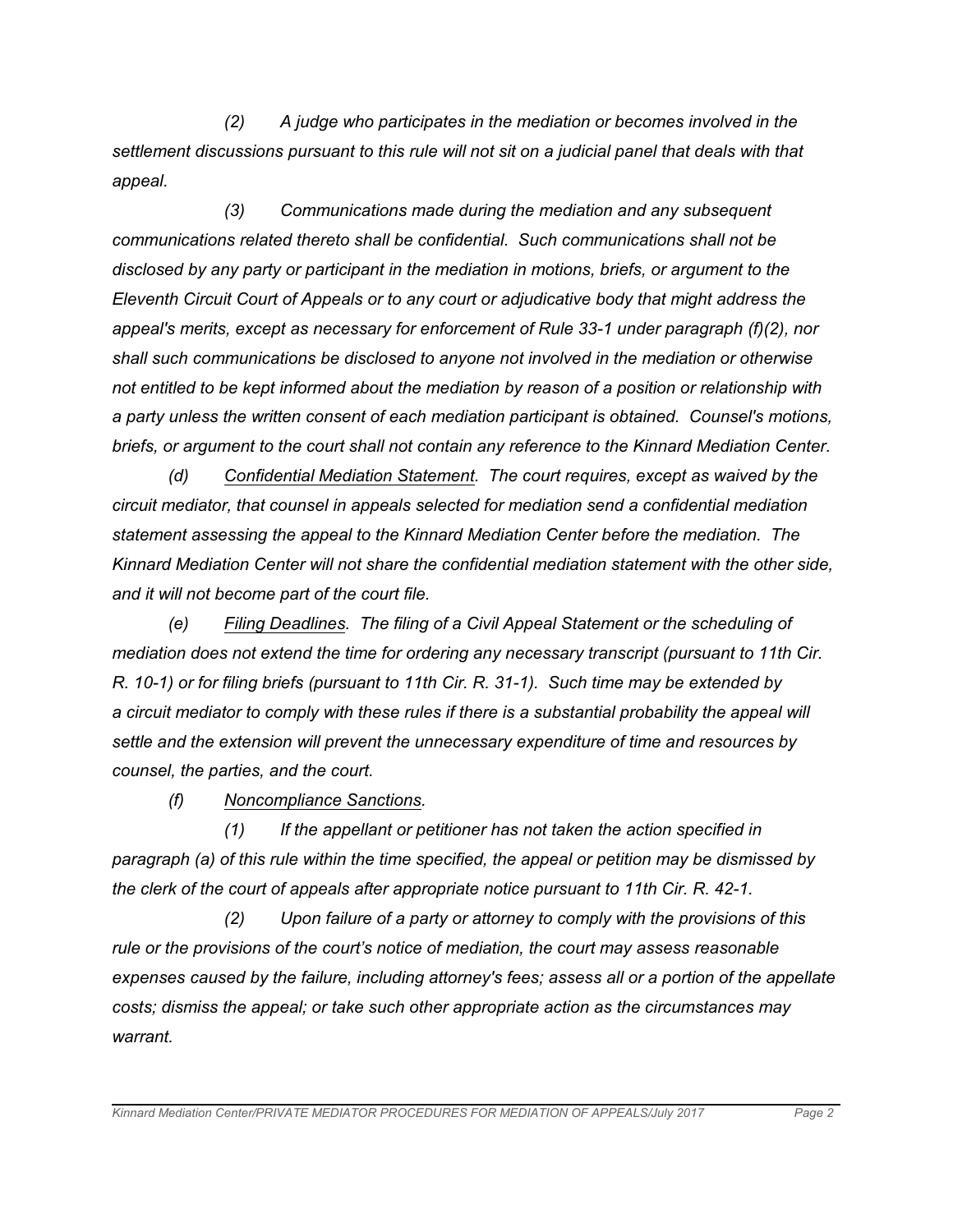*(2) A judge who participates in the mediation or becomes involved in the settlement discussions pursuant to this rule will not sit on a judicial panel that deals with that appeal.*

*(3) Communications made during the mediation and any subsequent communications related thereto shall be confidential. Such communications shall not be disclosed by any party or participant in the mediation in motions, briefs, or argument to the Eleventh Circuit Court of Appeals or to any court or adjudicative body that might address the appeal's merits, except as necessary for enforcement of Rule 33-1 under paragraph (f)(2), nor shall such communications be disclosed to anyone not involved in the mediation or otherwise not entitled to be kept informed about the mediation by reason of a position or relationship with a party unless the written consent of each mediation participant is obtained. Counsel's motions, briefs, or argument to the court shall not contain any reference to the Kinnard Mediation Center.*

*(d) <u>Confidential Mediation Statement</u>. The court requires, except as waived by the circuit mediator, that counsel in appeals selected for mediation send a confidential mediation statement assessing the appeal to the Kinnard Mediation Center before the mediation. The Kinnard Mediation Center will not share the confidential mediation statement with the other side, and it will not become part of the court file.*

*(e) <u>Filing Deadlines</u>. The filing of a Civil Appeal Statement or the scheduling of mediation does not extend the time for ordering any necessary transcript (pursuant to 11th Cir. R. 10-1) or for filing briefs (pursuant to 11th Cir. R. 31-1). Such time may be extended by a circuit mediator to comply with these rules if there is a substantial probability the appeal will settle and the extension will prevent the unnecessary expenditure of time and resources by counsel, the parties, and the court.*

*(f) <u>Noncompliance Sanctions</u>.*

*(1) If the appellant or petitioner has not taken the action specified in paragraph (a) of this rule within the time specified, the appeal or petition may be dismissed by the clerk of the court of appeals after appropriate notice pursuant to 11th Cir. R. 42-1.*

*(2) Upon failure of a party or attorney to comply with the provisions of this rule or the provisions of the court's notice of mediation, the court may assess reasonable expenses caused by the failure, including attorney's fees; assess all or a portion of the appellate costs; dismiss the appeal; or take such other appropriate action as the circumstances may warrant.*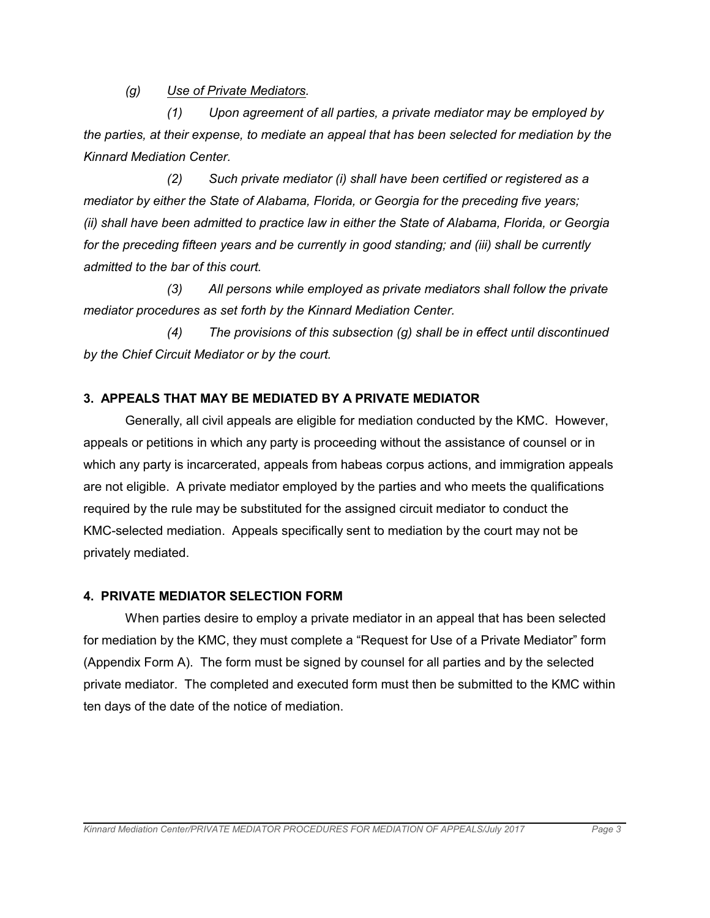*(g)* *<u>Use of Private Mediators</u>.*

*(1) Upon agreement of all parties, a private mediator may be employed by the parties, at their expense, to mediate an appeal that has been selected for mediation by the Kinnard Mediation Center.*

*(2) Such private mediator (i) shall have been certified or registered as a mediator by either the State of Alabama, Florida, or Georgia for the preceding five years; (ii) shall have been admitted to practice law in either the State of Alabama, Florida, or Georgia for the preceding fifteen years and be currently in good standing; and (iii) shall be currently admitted to the bar of this court.*

*(3) All persons while employed as private mediators shall follow the private mediator procedures as set forth by the Kinnard Mediation Center.*

*(4) The provisions of this subsection (g) shall be in effect until discontinued by the Chief Circuit Mediator or by the court.*

## 3. APPEALS THAT MAY BE MEDIATED BY A PRIVATE MEDIATOR

Generally, all civil appeals are eligible for mediation conducted by the KMC. However, appeals or petitions in which any party is proceeding without the assistance of counsel or in which any party is incarcerated, appeals from habeas corpus actions, and immigration appeals are not eligible. A private mediator employed by the parties and who meets the qualifications required by the rule may be substituted for the assigned circuit mediator to conduct the KMC-selected mediation. Appeals specifically sent to mediation by the court may not be privately mediated.

## 4. PRIVATE MEDIATOR SELECTION FORM

When parties desire to employ a private mediator in an appeal that has been selected for mediation by the KMC, they must complete a "Request for Use of a Private Mediator" form (Appendix Form A). The form must be signed by counsel for all parties and by the selected private mediator. The completed and executed form must then be submitted to the KMC within ten days of the date of the notice of mediation.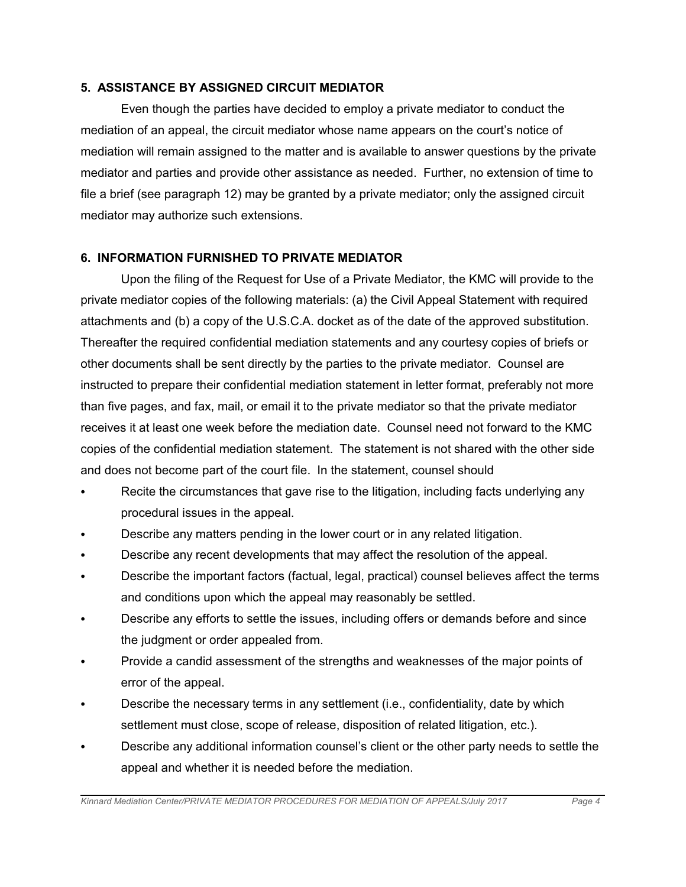## 5. ASSISTANCE BY ASSIGNED CIRCUIT MEDIATOR

Even though the parties have decided to employ a private mediator to conduct the mediation of an appeal, the circuit mediator whose name appears on the court's notice of mediation will remain assigned to the matter and is available to answer questions by the private mediator and parties and provide other assistance as needed. Further, no extension of time to file a brief (see paragraph 12) may be granted by a private mediator; only the assigned circuit mediator may authorize such extensions.

## 6. INFORMATION FURNISHED TO PRIVATE MEDIATOR

Upon the filing of the Request for Use of a Private Mediator, the KMC will provide to the private mediator copies of the following materials: (a) the Civil Appeal Statement with required attachments and (b) a copy of the U.S.C.A. docket as of the date of the approved substitution. Thereafter the required confidential mediation statements and any courtesy copies of briefs or other documents shall be sent directly by the parties to the private mediator. Counsel are instructed to prepare their confidential mediation statement in letter format, preferably not more than five pages, and fax, mail, or email it to the private mediator so that the private mediator receives it at least one week before the mediation date. Counsel need not forward to the KMC copies of the confidential mediation statement. The statement is not shared with the other side and does not become part of the court file. In the statement, counsel should

- Recite the circumstances that gave rise to the litigation, including facts underlying any procedural issues in the appeal.
- Describe any matters pending in the lower court or in any related litigation.
- Describe any recent developments that may affect the resolution of the appeal.
- Describe the important factors (factual, legal, practical) counsel believes affect the terms and conditions upon which the appeal may reasonably be settled.
- Describe any efforts to settle the issues, including offers or demands before and since the judgment or order appealed from.
- Provide a candid assessment of the strengths and weaknesses of the major points of error of the appeal.
- Describe the necessary terms in any settlement (i.e., confidentiality, date by which settlement must close, scope of release, disposition of related litigation, etc.).
- Describe any additional information counsel's client or the other party needs to settle the appeal and whether it is needed before the mediation.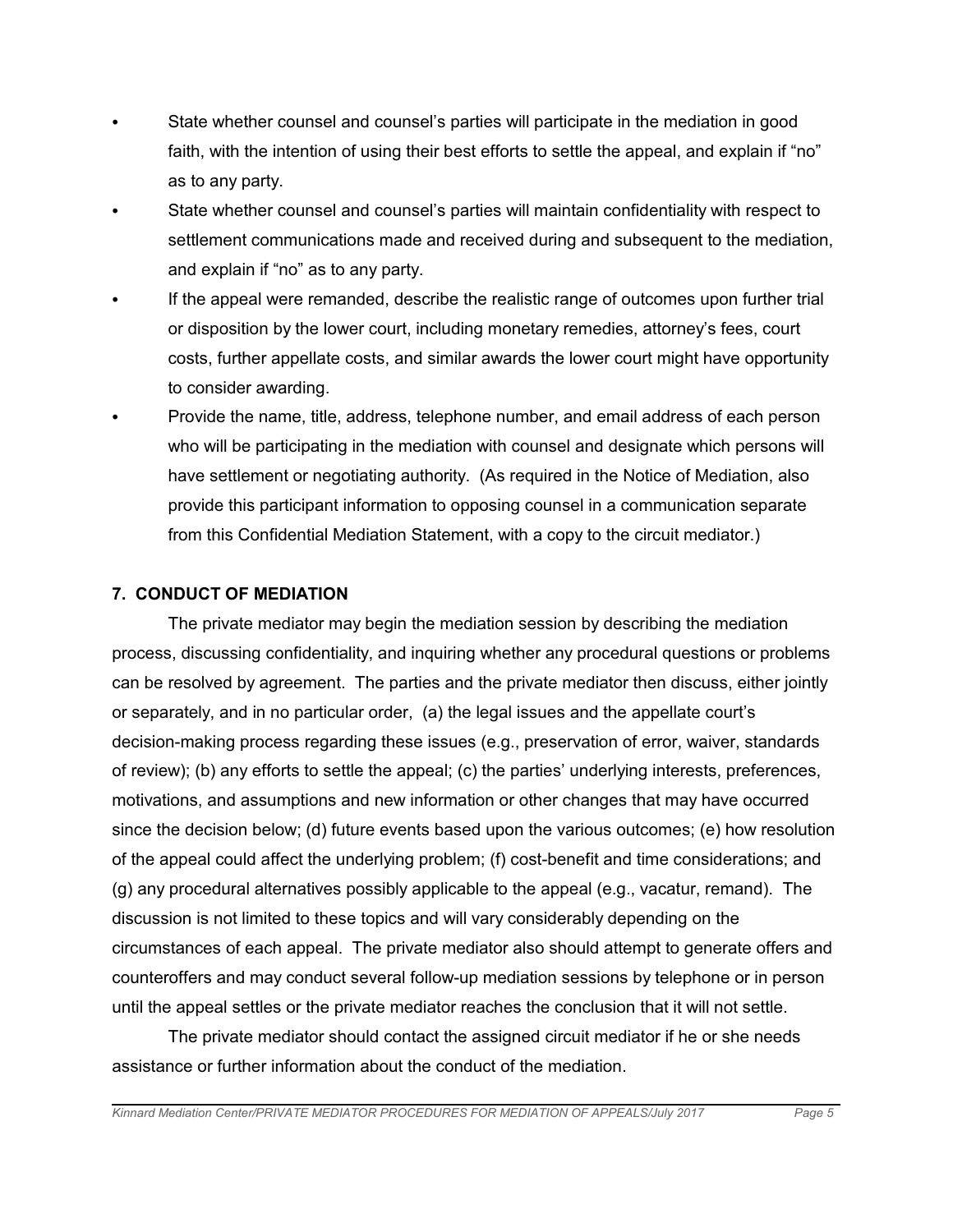- State whether counsel and counsel's parties will participate in the mediation in good faith, with the intention of using their best efforts to settle the appeal, and explain if "no" as to any party.
- State whether counsel and counsel's parties will maintain confidentiality with respect to settlement communications made and received during and subsequent to the mediation, and explain if "no" as to any party.
- If the appeal were remanded, describe the realistic range of outcomes upon further trial or disposition by the lower court, including monetary remedies, attorney's fees, court costs, further appellate costs, and similar awards the lower court might have opportunity to consider awarding.
- Provide the name, title, address, telephone number, and email address of each person who will be participating in the mediation with counsel and designate which persons will have settlement or negotiating authority. (As required in the Notice of Mediation, also provide this participant information to opposing counsel in a communication separate from this Confidential Mediation Statement, with a copy to the circuit mediator.)

## 7. CONDUCT OF MEDIATION

The private mediator may begin the mediation session by describing the mediation process, discussing confidentiality, and inquiring whether any procedural questions or problems can be resolved by agreement. The parties and the private mediator then discuss, either jointly or separately, and in no particular order, (a) the legal issues and the appellate court's decision-making process regarding these issues (e.g., preservation of error, waiver, standards of review); (b) any efforts to settle the appeal; (c) the parties' underlying interests, preferences, motivations, and assumptions and new information or other changes that may have occurred since the decision below; (d) future events based upon the various outcomes; (e) how resolution of the appeal could affect the underlying problem; (f) cost-benefit and time considerations; and (g) any procedural alternatives possibly applicable to the appeal (e.g., vacatur, remand). The discussion is not limited to these topics and will vary considerably depending on the circumstances of each appeal. The private mediator also should attempt to generate offers and counteroffers and may conduct several follow-up mediation sessions by telephone or in person until the appeal settles or the private mediator reaches the conclusion that it will not settle.

The private mediator should contact the assigned circuit mediator if he or she needs assistance or further information about the conduct of the mediation.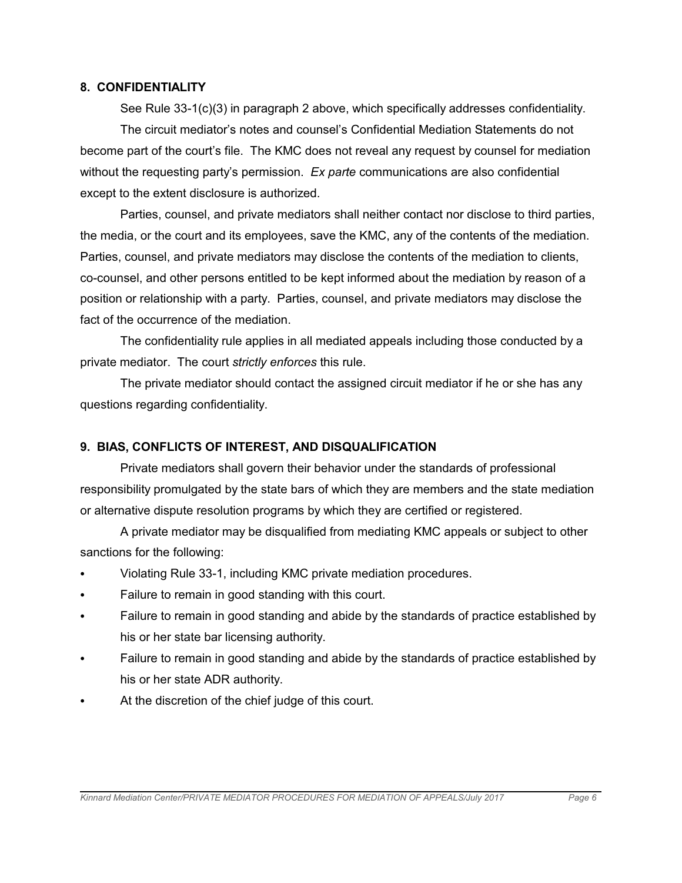## 8. CONFIDENTIALITY

See Rule 33-1(c)(3) in paragraph 2 above, which specifically addresses confidentiality.

The circuit mediator's notes and counsel's Confidential Mediation Statements do not become part of the court's file. The KMC does not reveal any request by counsel for mediation without the requesting party's permission. *Ex parte* communications are also confidential except to the extent disclosure is authorized.

Parties, counsel, and private mediators shall neither contact nor disclose to third parties, the media, or the court and its employees, save the KMC, any of the contents of the mediation. Parties, counsel, and private mediators may disclose the contents of the mediation to clients, co-counsel, and other persons entitled to be kept informed about the mediation by reason of a position or relationship with a party. Parties, counsel, and private mediators may disclose the fact of the occurrence of the mediation.

The confidentiality rule applies in all mediated appeals including those conducted by a private mediator. The court *strictly enforces* this rule.

The private mediator should contact the assigned circuit mediator if he or she has any questions regarding confidentiality.

## 9. BIAS, CONFLICTS OF INTEREST, AND DISQUALIFICATION

Private mediators shall govern their behavior under the standards of professional responsibility promulgated by the state bars of which they are members and the state mediation or alternative dispute resolution programs by which they are certified or registered.

A private mediator may be disqualified from mediating KMC appeals or subject to other sanctions for the following:

- Violating Rule 33-1, including KMC private mediation procedures.
- Failure to remain in good standing with this court.
- Failure to remain in good standing and abide by the standards of practice established by his or her state bar licensing authority.
- Failure to remain in good standing and abide by the standards of practice established by his or her state ADR authority.
- At the discretion of the chief judge of this court.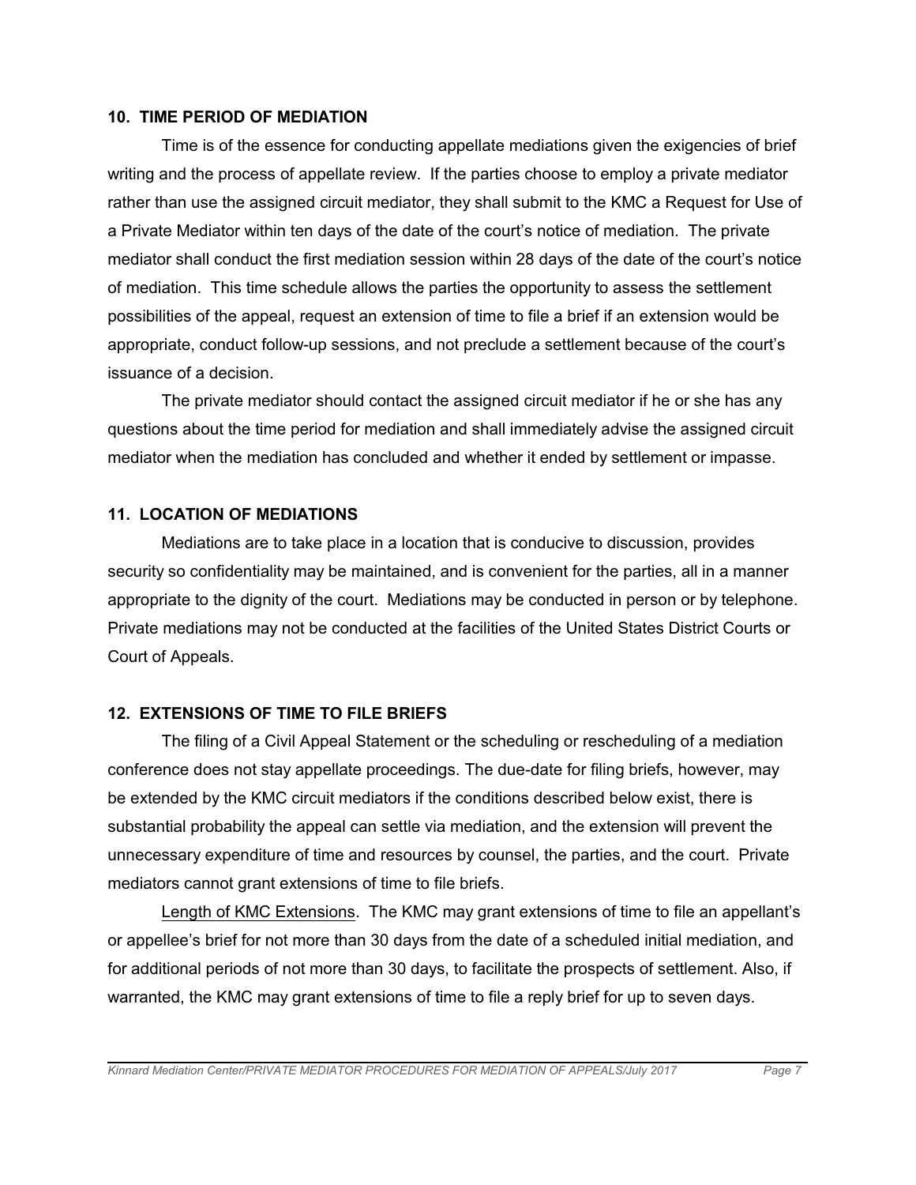## 10. TIME PERIOD OF MEDIATION

Time is of the essence for conducting appellate mediations given the exigencies of brief writing and the process of appellate review. If the parties choose to employ a private mediator rather than use the assigned circuit mediator, they shall submit to the KMC a Request for Use of a Private Mediator within ten days of the date of the court's notice of mediation. The private mediator shall conduct the first mediation session within 28 days of the date of the court's notice of mediation. This time schedule allows the parties the opportunity to assess the settlement possibilities of the appeal, request an extension of time to file a brief if an extension would be appropriate, conduct follow-up sessions, and not preclude a settlement because of the court's issuance of a decision.

The private mediator should contact the assigned circuit mediator if he or she has any questions about the time period for mediation and shall immediately advise the assigned circuit mediator when the mediation has concluded and whether it ended by settlement or impasse.

## 11. LOCATION OF MEDIATIONS

Mediations are to take place in a location that is conducive to discussion, provides security so confidentiality may be maintained, and is convenient for the parties, all in a manner appropriate to the dignity of the court. Mediations may be conducted in person or by telephone. Private mediations may not be conducted at the facilities of the United States District Courts or Court of Appeals.

## 12. EXTENSIONS OF TIME TO FILE BRIEFS

The filing of a Civil Appeal Statement or the scheduling or rescheduling of a mediation conference does not stay appellate proceedings. The due-date for filing briefs, however, may be extended by the KMC circuit mediators if the conditions described below exist, there is substantial probability the appeal can settle via mediation, and the extension will prevent the unnecessary expenditure of time and resources by counsel, the parties, and the court. Private mediators cannot grant extensions of time to file briefs.

Length of KMC Extensions. The KMC may grant extensions of time to file an appellant's or appellee's brief for not more than 30 days from the date of a scheduled initial mediation, and for additional periods of not more than 30 days, to facilitate the prospects of settlement. Also, if warranted, the KMC may grant extensions of time to file a reply brief for up to seven days.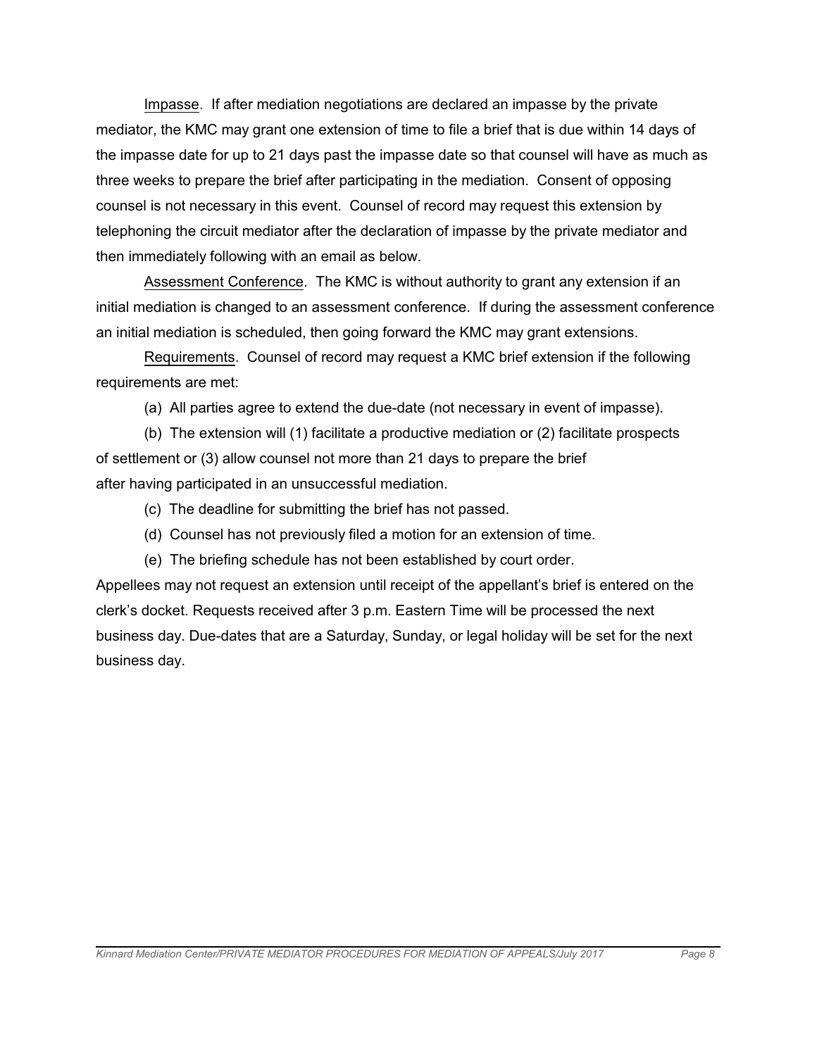Impasse. If after mediation negotiations are declared an impasse by the private mediator, the KMC may grant one extension of time to file a brief that is due within 14 days of the impasse date for up to 21 days past the impasse date so that counsel will have as much as three weeks to prepare the brief after participating in the mediation. Consent of opposing counsel is not necessary in this event. Counsel of record may request this extension by telephoning the circuit mediator after the declaration of impasse by the private mediator and then immediately following with an email as below.

Assessment Conference. The KMC is without authority to grant any extension if an initial mediation is changed to an assessment conference. If during the assessment conference an initial mediation is scheduled, then going forward the KMC may grant extensions.

Requirements. Counsel of record may request a KMC brief extension if the following requirements are met:

(a) All parties agree to extend the due-date (not necessary in event of impasse).

(b) The extension will (1) facilitate a productive mediation or (2) facilitate prospects of settlement or (3) allow counsel not more than 21 days to prepare the brief after having participated in an unsuccessful mediation.

(c) The deadline for submitting the brief has not passed.

(d) Counsel has not previously filed a motion for an extension of time.

(e) The briefing schedule has not been established by court order.

Appellees may not request an extension until receipt of the appellant's brief is entered on the clerk's docket. Requests received after 3 p.m. Eastern Time will be processed the next business day. Due-dates that are a Saturday, Sunday, or legal holiday will be set for the next business day.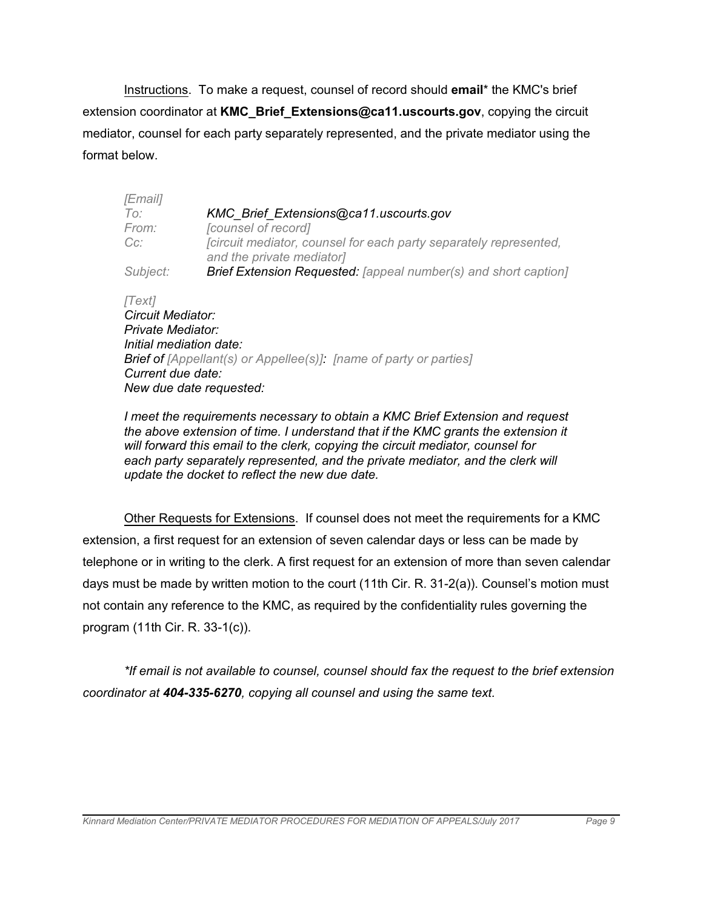Instructions. To make a request, counsel of record should **email*** the KMC's brief extension coordinator at **KMC_Brief_Extensions@ca11.uscourts.gov**, copying the circuit mediator, counsel for each party separately represented, and the private mediator using the format below.

| *[Email]* | |
|---|---|
| *To:* | *KMC_Brief_Extensions@ca11.uscourts.gov* |
| *From:* | *[counsel of record]* |
| *Cc:* | *[circuit mediator, counsel for each party separately represented, and the private mediator]* |
| *Subject:* | ***Brief Extension Requested:*** *[appeal number(s) and short caption]* |

*[Text]*
*Circuit Mediator:*
*Private Mediator:*
*Initial mediation date:*
***Brief of*** *[Appellant(s) or Appellee(s)]**:* *[name of party or parties]*
*Current due date:*
*New due date requested:*

*I meet the requirements necessary to obtain a KMC Brief Extension and request the above extension of time. I understand that if the KMC grants the extension it will forward this email to the clerk, copying the circuit mediator, counsel for each party separately represented, and the private mediator, and the clerk will update the docket to reflect the new due date.*

Other Requests for Extensions. If counsel does not meet the requirements for a KMC extension, a first request for an extension of seven calendar days or less can be made by telephone or in writing to the clerk. A first request for an extension of more than seven calendar days must be made by written motion to the court (11th Cir. R. 31-2(a)). Counsel's motion must not contain any reference to the KMC, as required by the confidentiality rules governing the program (11th Cir. R. 33-1(c)).

*\*If email is not available to counsel, counsel should fax the request to the brief extension coordinator at **404-335-6270**, copying all counsel and using the same text.*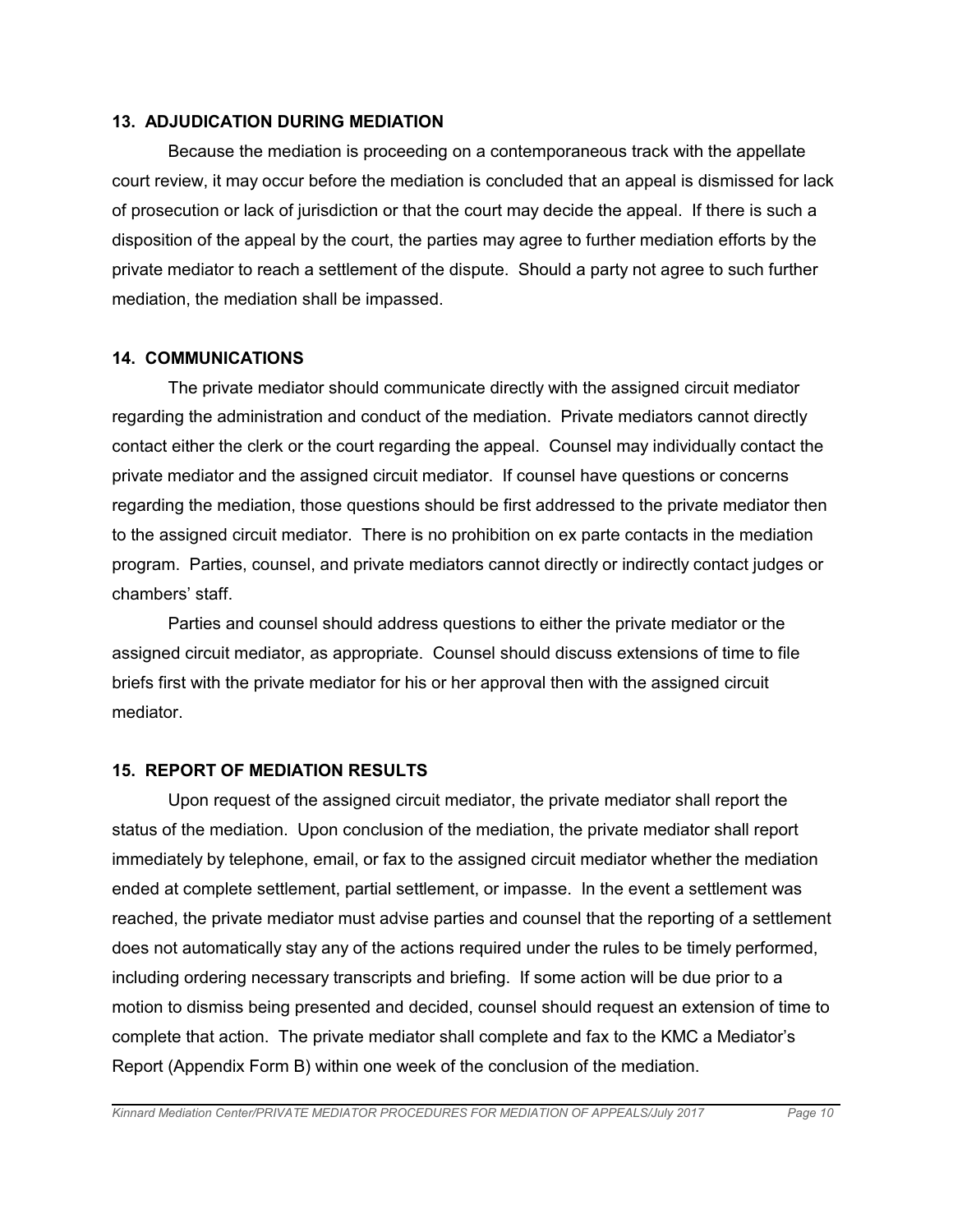### 13. ADJUDICATION DURING MEDIATION

Because the mediation is proceeding on a contemporaneous track with the appellate court review, it may occur before the mediation is concluded that an appeal is dismissed for lack of prosecution or lack of jurisdiction or that the court may decide the appeal. If there is such a disposition of the appeal by the court, the parties may agree to further mediation efforts by the private mediator to reach a settlement of the dispute. Should a party not agree to such further mediation, the mediation shall be impassed.

### 14. COMMUNICATIONS

The private mediator should communicate directly with the assigned circuit mediator regarding the administration and conduct of the mediation. Private mediators cannot directly contact either the clerk or the court regarding the appeal. Counsel may individually contact the private mediator and the assigned circuit mediator. If counsel have questions or concerns regarding the mediation, those questions should be first addressed to the private mediator then to the assigned circuit mediator. There is no prohibition on ex parte contacts in the mediation program. Parties, counsel, and private mediators cannot directly or indirectly contact judges or chambers' staff.

Parties and counsel should address questions to either the private mediator or the assigned circuit mediator, as appropriate. Counsel should discuss extensions of time to file briefs first with the private mediator for his or her approval then with the assigned circuit mediator.

### 15. REPORT OF MEDIATION RESULTS

Upon request of the assigned circuit mediator, the private mediator shall report the status of the mediation. Upon conclusion of the mediation, the private mediator shall report immediately by telephone, email, or fax to the assigned circuit mediator whether the mediation ended at complete settlement, partial settlement, or impasse. In the event a settlement was reached, the private mediator must advise parties and counsel that the reporting of a settlement does not automatically stay any of the actions required under the rules to be timely performed, including ordering necessary transcripts and briefing. If some action will be due prior to a motion to dismiss being presented and decided, counsel should request an extension of time to complete that action. The private mediator shall complete and fax to the KMC a Mediator's Report (Appendix Form B) within one week of the conclusion of the mediation.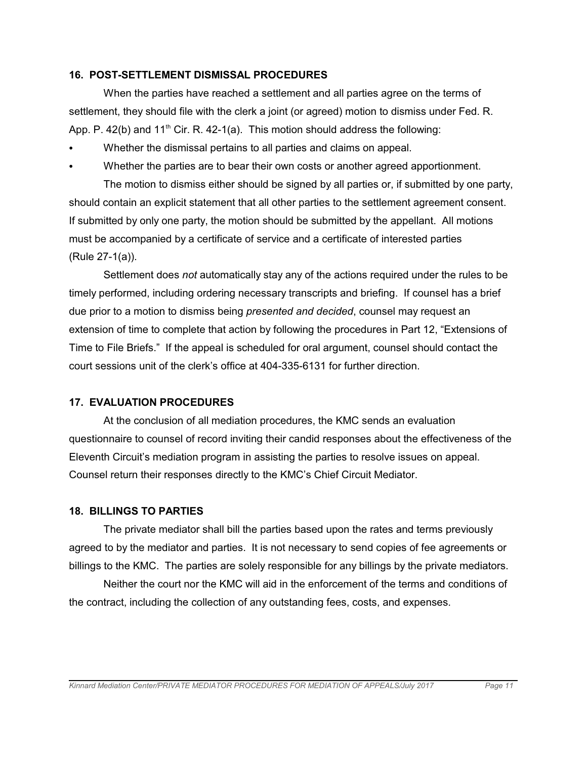## 16. POST-SETTLEMENT DISMISSAL PROCEDURES

When the parties have reached a settlement and all parties agree on the terms of settlement, they should file with the clerk a joint (or agreed) motion to dismiss under Fed. R. App. P. 42(b) and 11th Cir. R. 42-1(a). This motion should address the following:

- Whether the dismissal pertains to all parties and claims on appeal.
- Whether the parties are to bear their own costs or another agreed apportionment.

The motion to dismiss either should be signed by all parties or, if submitted by one party, should contain an explicit statement that all other parties to the settlement agreement consent. If submitted by only one party, the motion should be submitted by the appellant. All motions must be accompanied by a certificate of service and a certificate of interested parties (Rule 27-1(a)).

Settlement does *not* automatically stay any of the actions required under the rules to be timely performed, including ordering necessary transcripts and briefing. If counsel has a brief due prior to a motion to dismiss being *presented and decided*, counsel may request an extension of time to complete that action by following the procedures in Part 12, "Extensions of Time to File Briefs." If the appeal is scheduled for oral argument, counsel should contact the court sessions unit of the clerk's office at 404-335-6131 for further direction.

## 17. EVALUATION PROCEDURES

At the conclusion of all mediation procedures, the KMC sends an evaluation questionnaire to counsel of record inviting their candid responses about the effectiveness of the Eleventh Circuit's mediation program in assisting the parties to resolve issues on appeal. Counsel return their responses directly to the KMC's Chief Circuit Mediator.

## 18. BILLINGS TO PARTIES

The private mediator shall bill the parties based upon the rates and terms previously agreed to by the mediator and parties. It is not necessary to send copies of fee agreements or billings to the KMC. The parties are solely responsible for any billings by the private mediators.

Neither the court nor the KMC will aid in the enforcement of the terms and conditions of the contract, including the collection of any outstanding fees, costs, and expenses.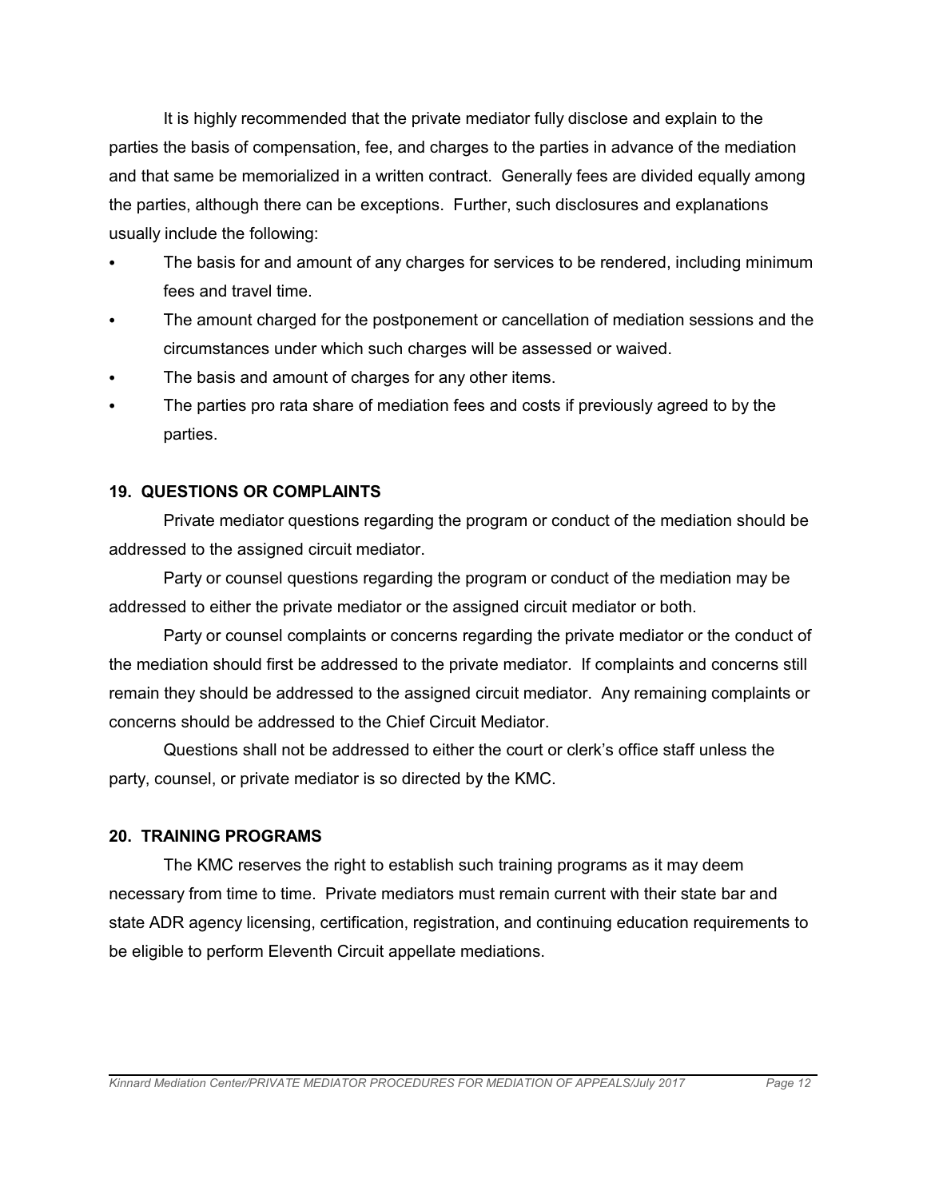It is highly recommended that the private mediator fully disclose and explain to the parties the basis of compensation, fee, and charges to the parties in advance of the mediation and that same be memorialized in a written contract. Generally fees are divided equally among the parties, although there can be exceptions. Further, such disclosures and explanations usually include the following:

- The basis for and amount of any charges for services to be rendered, including minimum fees and travel time.
- The amount charged for the postponement or cancellation of mediation sessions and the circumstances under which such charges will be assessed or waived.
- The basis and amount of charges for any other items.
- The parties pro rata share of mediation fees and costs if previously agreed to by the parties.

## 19. QUESTIONS OR COMPLAINTS

Private mediator questions regarding the program or conduct of the mediation should be addressed to the assigned circuit mediator.

Party or counsel questions regarding the program or conduct of the mediation may be addressed to either the private mediator or the assigned circuit mediator or both.

Party or counsel complaints or concerns regarding the private mediator or the conduct of the mediation should first be addressed to the private mediator. If complaints and concerns still remain they should be addressed to the assigned circuit mediator. Any remaining complaints or concerns should be addressed to the Chief Circuit Mediator.

Questions shall not be addressed to either the court or clerk's office staff unless the party, counsel, or private mediator is so directed by the KMC.

## 20. TRAINING PROGRAMS

The KMC reserves the right to establish such training programs as it may deem necessary from time to time. Private mediators must remain current with their state bar and state ADR agency licensing, certification, registration, and continuing education requirements to be eligible to perform Eleventh Circuit appellate mediations.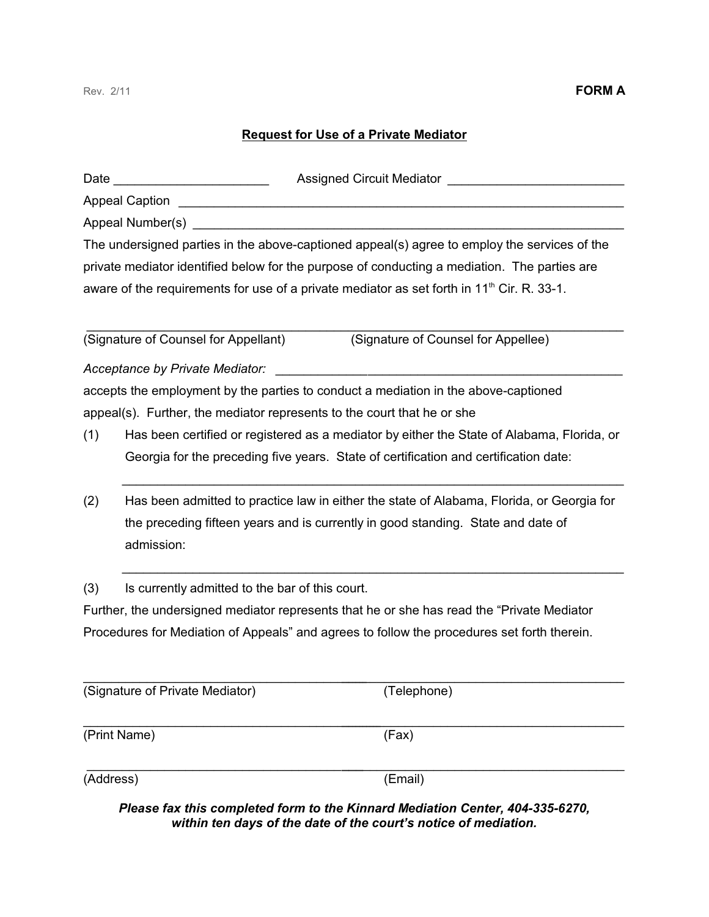Rev. 2/11 **FORM A**

**Request for Use of a Private Mediator**

Date ______________________ Assigned Circuit Mediator _________________________

Appeal Caption _________________________________________________________________

Appeal Number(s) _______________________________________________________________

The undersigned parties in the above-captioned appeal(s) agree to employ the services of the private mediator identified below for the purpose of conducting a mediation. The parties are aware of the requirements for use of a private mediator as set forth in 11th Cir. R. 33-1.

________________________________________________________________________________

(Signature of Counsel for Appellant) (Signature of Counsel for Appellee)

*Acceptance by Private Mediator:* _____________________________________________________

accepts the employment by the parties to conduct a mediation in the above-captioned appeal(s). Further, the mediator represents to the court that he or she

(1) Has been certified or registered as a mediator by either the State of Alabama, Florida, or Georgia for the preceding five years. State of certification and certification date:

_____________________________________________________________________

(2) Has been admitted to practice law in either the state of Alabama, Florida, or Georgia for the preceding fifteen years and is currently in good standing. State and date of admission:

_____________________________________________________________________

(3) Is currently admitted to the bar of this court.

Further, the undersigned mediator represents that he or she has read the "Private Mediator Procedures for Mediation of Appeals" and agrees to follow the procedures set forth therein.

________________________________________________________________________________

(Signature of Private Mediator) (Telephone)

________________________________________________________________________________

(Print Name) (Fax)

________________________________________________________________________________

(Address) (Email)

***Please fax this completed form to the Kinnard Mediation Center, 404-335-6270, within ten days of the date of the court's notice of mediation.***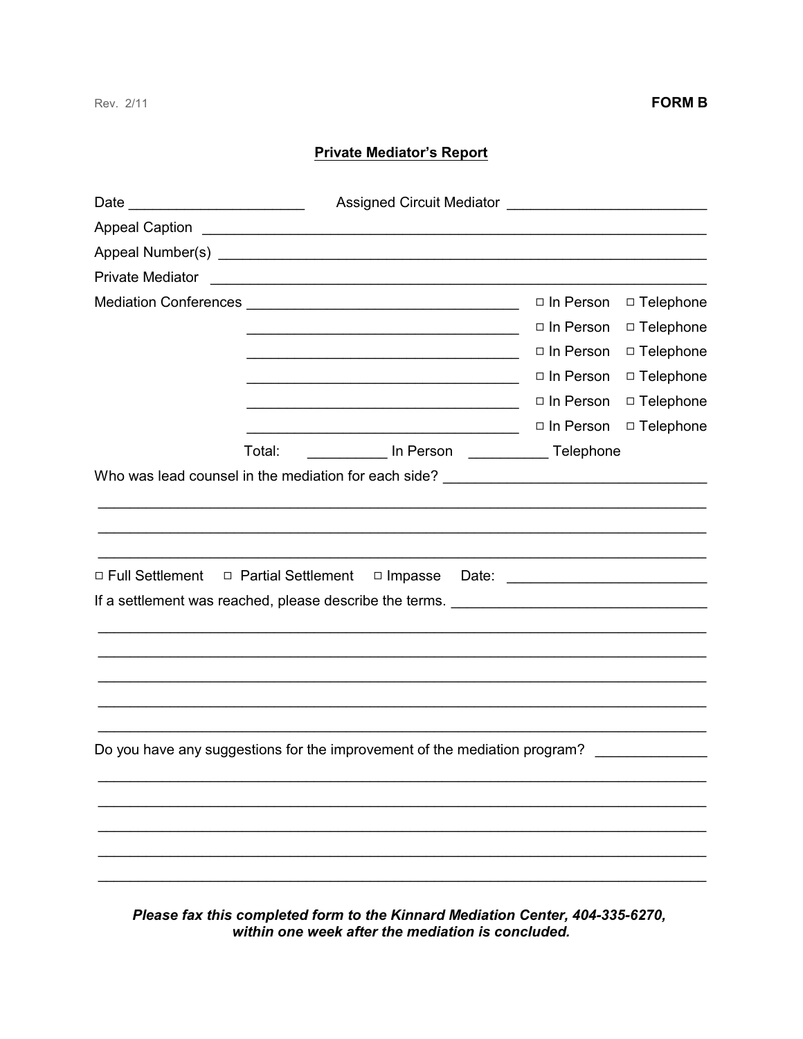Rev. 2/11

**FORM B**

## Private Mediator's Report

Date ______________________ Assigned Circuit Mediator ________________________

Appeal Caption _________________________________________________________________

Appeal Number(s) _______________________________________________________________

Private Mediator _______________________________________________________________

Mediation Conferences __________________________________ □ In Person □ Telephone

__________________________________ □ In Person □ Telephone

__________________________________ □ In Person □ Telephone

__________________________________ □ In Person □ Telephone

__________________________________ □ In Person □ Telephone

__________________________________ □ In Person □ Telephone

Total: __________ In Person __________ Telephone

Who was lead counsel in the mediation for each side? ________________________________

_______________________________________________________________________________

_______________________________________________________________________________

_______________________________________________________________________________

□ Full Settlement □ Partial Settlement □ Impasse Date: ________________________

If a settlement was reached, please describe the terms. _______________________________

_______________________________________________________________________________

_______________________________________________________________________________

_______________________________________________________________________________

_______________________________________________________________________________

_______________________________________________________________________________

Do you have any suggestions for the improvement of the mediation program? _____________

_______________________________________________________________________________

_______________________________________________________________________________

_______________________________________________________________________________

_______________________________________________________________________________

_______________________________________________________________________________

***Please fax this completed form to the Kinnard Mediation Center, 404-335-6270, within one week after the mediation is concluded.***